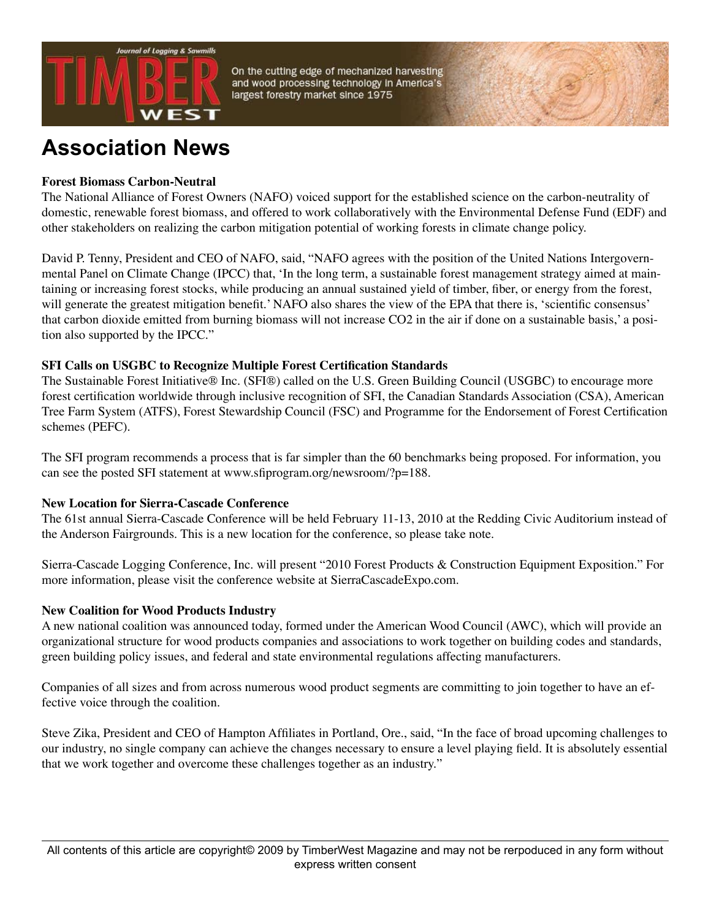# Association News

**Forest Biomass Carbon-Neutral**

The National Alliance of Forest Owners (NAFO) voiced support for the established science on the carbon-neutrality of domestic, renewable forest biomass, and offered to work collaboratively with the Environmental Defense Fund (EDF) and other stakeholders on realizing the carbon mitigation potential of working forests in climate change policy.

David P. Tenny, President and CEO of NAFO, said, "NAFO agrees with the position of the United Nations Intergovernmental Panel on Climate Change (IPCC) that, 'In the long term, a sustainable forest management strategy aimed at maintaining or increasing forest stocks, while producing an annual sustained yield of timber, fiber, or energy from the forest, will generate the greatest mitigation benefit.' NAFO also shares the view of the EPA that there is, 'scientific consensus' that carbon dioxide emitted from burning biomass will not increase $CO_2$ in the air if done on a sustainable basis,' a position also supported by the IPCC."

**SFI Calls on USGBC to Recognize Multiple Forest Certification Standards**

The Sustainable Forest Initiative® Inc. (SFI®) called on the U.S. Green Building Council (USGBC) to encourage more forest certification worldwide through inclusive recognition of SFI, the Canadian Standards Association (CSA), American Tree Farm System (ATFS), Forest Stewardship Council (FSC) and Programme for the Endorsement of Forest Certification schemes (PEFC).

The SFI program recommends a process that is far simpler than the 60 benchmarks being proposed. For information, you can see the posted SFI statement at www.sfiprogram.org/newsroom/?p=188.

**New Location for Sierra-Cascade Conference**

The 61st annual Sierra-Cascade Conference will be held February 11-13, 2010 at the Redding Civic Auditorium instead of the Anderson Fairgrounds. This is a new location for the conference, so please take note.

Sierra-Cascade Logging Conference, Inc. will present "2010 Forest Products & Construction Equipment Exposition." For more information, please visit the conference website at SierraCascadeExpo.com.

**New Coalition for Wood Products Industry**

A new national coalition was announced today, formed under the American Wood Council (AWC), which will provide an organizational structure for wood products companies and associations to work together on building codes and standards, green building policy issues, and federal and state environmental regulations affecting manufacturers.

Companies of all sizes and from across numerous wood product segments are committing to join together to have an effective voice through the coalition.

Steve Zika, President and CEO of Hampton Affiliates in Portland, Ore., said, "In the face of broad upcoming challenges to our industry, no single company can achieve the changes necessary to ensure a level playing field. It is absolutely essential that we work together and overcome these challenges together as an industry."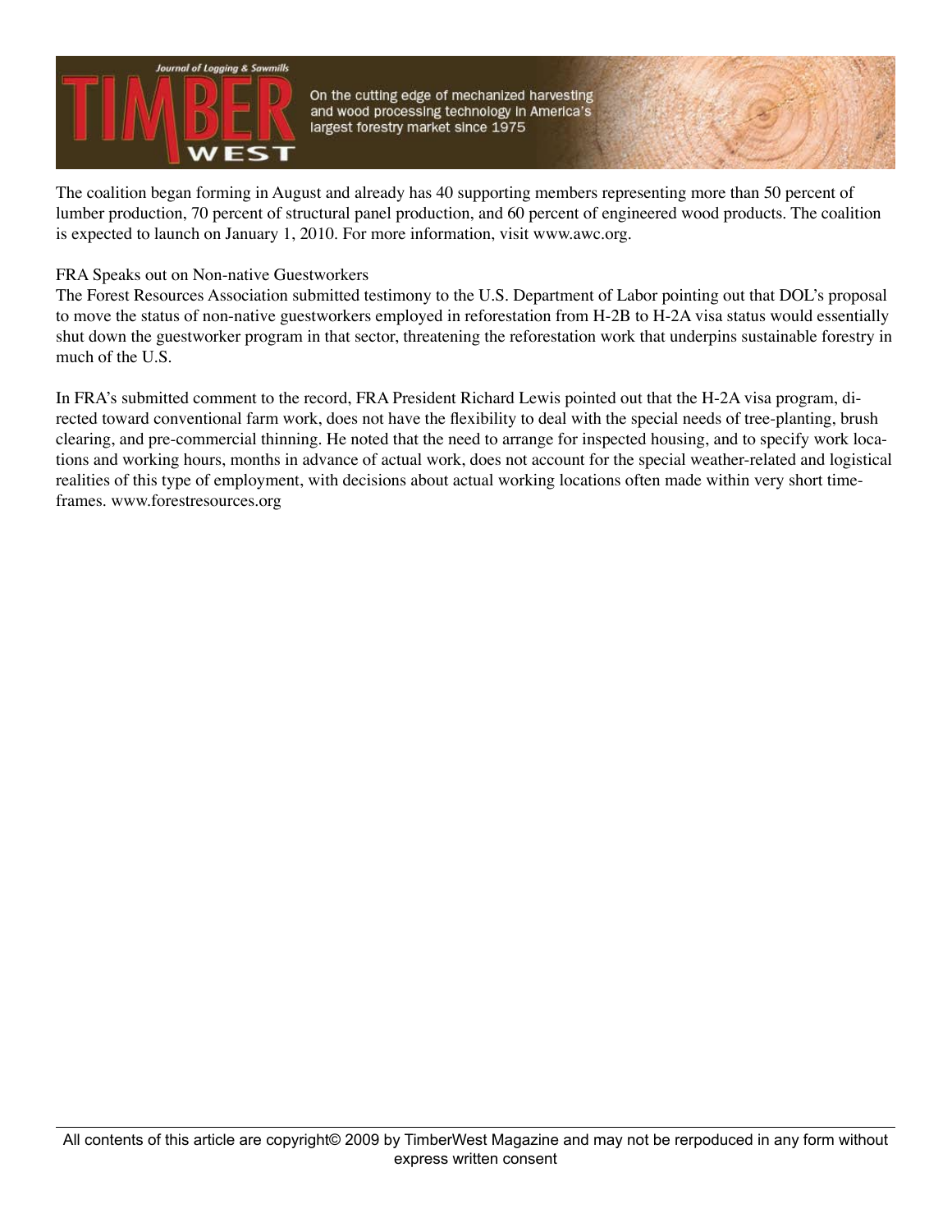The coalition began forming in August and already has 40 supporting members representing more than 50 percent of lumber production, 70 percent of structural panel production, and 60 percent of engineered wood products. The coalition is expected to launch on January 1, 2010. For more information, visit www.awc.org.

## FRA Speaks out on Non-native Guestworkers

The Forest Resources Association submitted testimony to the U.S. Department of Labor pointing out that DOL's proposal to move the status of non-native guestworkers employed in reforestation from H-2B to H-2A visa status would essentially shut down the guestworker program in that sector, threatening the reforestation work that underpins sustainable forestry in much of the U.S.

In FRA's submitted comment to the record, FRA President Richard Lewis pointed out that the H-2A visa program, directed toward conventional farm work, does not have the flexibility to deal with the special needs of tree-planting, brush clearing, and pre-commercial thinning. He noted that the need to arrange for inspected housing, and to specify work locations and working hours, months in advance of actual work, does not account for the special weather-related and logistical realities of this type of employment, with decisions about actual working locations often made within very short timeframes. www.forestresources.org